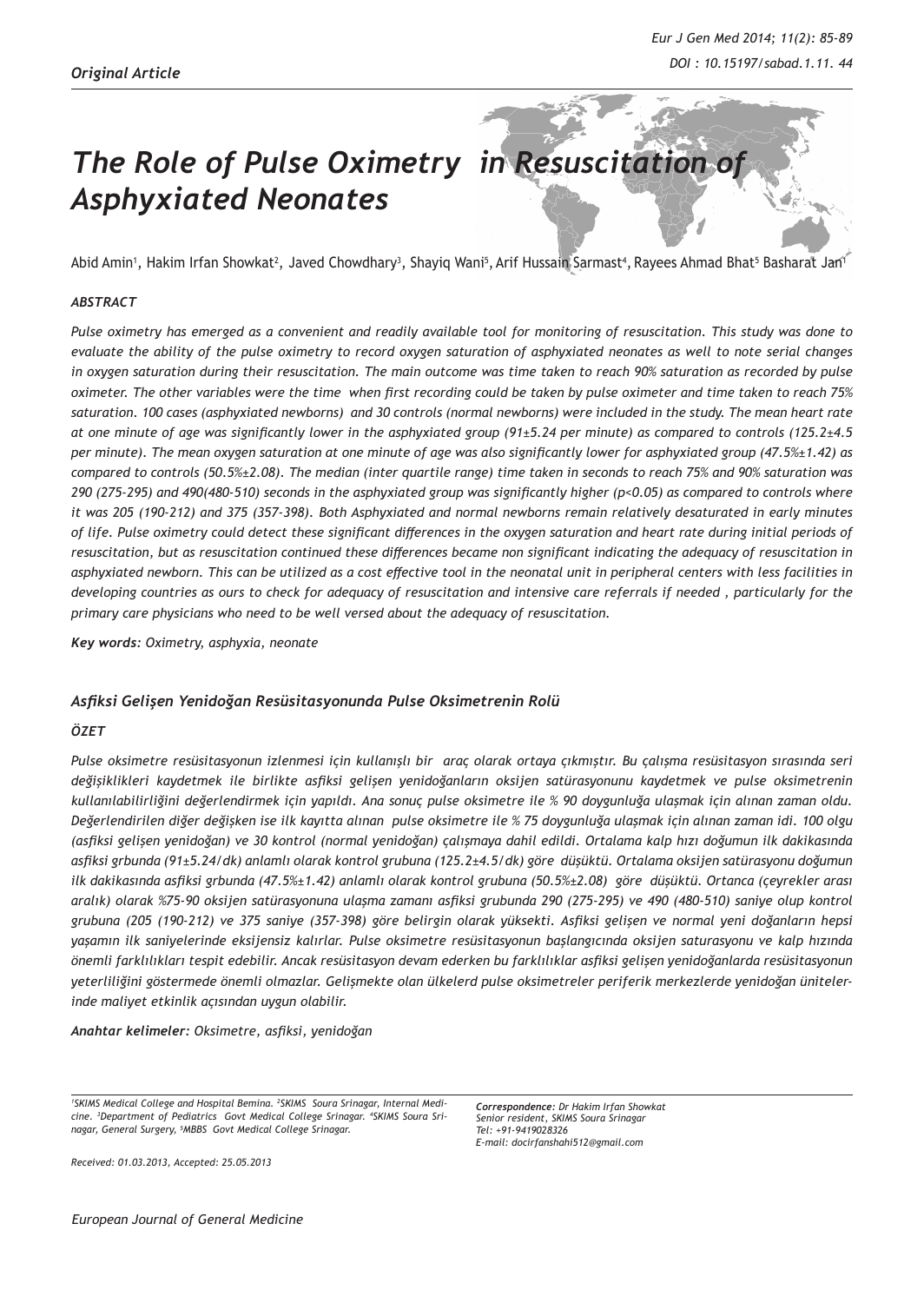*Original Article*

# *The Role of Pulse Oximetry in Resuscitation of Asphyxiated Neonates*

Abid Amin[1], Hakim Irfan Showkat[2], Javed Chowdhary[3], Shayiq Wani[5], Arif Hussain Sarmast[4], Rayees Ahmad Bhat[5] Basharat Jan[1]

### *ABSTRACT*

*Pulse oximetry has emerged as a convenient and readily available tool for monitoring of resuscitation. This study was done to evaluate the ability of the pulse oximetry to record oxygen saturation of asphyxiated neonates as well to note serial changes in oxygen saturation during their resuscitation. The main outcome was time taken to reach 90% saturation as recorded by pulse oximeter. The other variables were the time when first recording could be taken by pulse oximeter and time taken to reach 75% saturation. 100 cases (asphyxiated newborns) and 30 controls (normal newborns) were included in the study. The mean heart rate at one minute of age was significantly lower in the asphyxiated group (91±5.24 per minute) as compared to controls (125.2±4.5 per minute). The mean oxygen saturation at one minute of age was also significantly lower for asphyxiated group (47.5%±1.42) as compared to controls (50.5%±2.08). The median (inter quartile range) time taken in seconds to reach 75% and 90% saturation was 290 (275-295) and 490(480-510) seconds in the asphyxiated group was significantly higher ($p<0.05$) as compared to controls where it was 205 (190-212) and 375 (357-398). Both Asphyxiated and normal newborns remain relatively desaturated in early minutes of life. Pulse oximetry could detect these significant differences in the oxygen saturation and heart rate during initial periods of resuscitation, but as resuscitation continued these differences became non significant indicating the adequacy of resuscitation in asphyxiated newborn. This can be utilized as a cost effective tool in the neonatal unit in peripheral centers with less facilities in developing countries as ours to check for adequacy of resuscitation and intensive care referrals if needed , particularly for the primary care physicians who need to be well versed about the adequacy of resuscitation.*

***Key words:*** *Oximetry, asphyxia, neonate*

### *Asfiksi Gelişen Yenidoğan Resüsitasyonunda Pulse Oksimetrenin Rolü*

### *ÖZET*

*Pulse oksimetre resüsitasyonun izlenmesi için kullanışlı bir araç olarak ortaya çıkmıştır. Bu çalışma resüsitasyon sırasında seri değişiklikleri kaydetmek ile birlikte asfiksi gelişen yenidoğanların oksijen satürasyonunu kaydetmek ve pulse oksimetrenin kullanılabilirliğini değerlendirmek için yapıldı. Ana sonuç pulse oksimetre ile % 90 doygunluğa ulaşmak için alınan zaman oldu. Değerlendirilen diğer değişken ise ilk kayıtta alınan pulse oksimetre ile % 75 doygunluğa ulaşmak için alınan zaman idi. 100 olgu (asfiksi gelişen yenidoğan) ve 30 kontrol (normal yenidoğan) çalışmaya dahil edildi. Ortalama kalp hızı doğumun ilk dakikasında asfiksi grbunda (91±5.24/dk) anlamlı olarak kontrol grubuna (125.2±4.5/dk) göre düşüktü. Ortalama oksijen satürasyonu doğumun ilk dakikasında asfiksi grbunda (47.5%±1.42) anlamlı olarak kontrol grubuna (50.5%±2.08) göre düşüktü. Ortanca (çeyrekler arası aralık) olarak %75-90 oksijen satürasyonuna ulaşma zamanı asfiksi grubunda 290 (275-295) ve 490 (480-510) saniye olup kontrol grubuna (205 (190-212) ve 375 saniye (357-398) göre belirgin olarak yüksekti. Asfiksi gelişen ve normal yeni doğanların hepsi yaşamın ilk saniyelerinde eksijensiz kalırlar. Pulse oksimetre resüsitasyonun başlangıcında oksijen saturasyonu ve kalp hızında önemli farklılıkları tespit edebilir. Ancak resüsitasyon devam ederken bu farklılıklar asfiksi gelişen yenidoğanlarda resüsitasyonun yeterliliğini göstermede önemli olmazlar. Gelişmekte olan ülkelerd pulse oksimetreler periferik merkezlerde yenidoğan ünitelerinde maliyet etkinlik açısından uygun olabilir.*

***Anahtar kelimeler:*** *Oksimetre, asfiksi, yenidoğan*

*[1]SKIMS Medical College and Hospital Bemina. [2]SKIMS Soura Srinagar, Internal Medicine. [3]Department of Pediatrics Govt Medical College Srinagar. [4]SKIMS Soura Srinagar, General Surgery, [5]MBBS Govt Medical College Srinagar.*

***Correspondence:*** *Dr Hakim Irfan Showkat*
*Senior resident, SKIMS Soura Srinagar*
*Tel: +91-9419028326*
*E-mail: docirfanshahi512@gmail.com*

*Received: 01.03.2013, Accepted: 25.05.2013*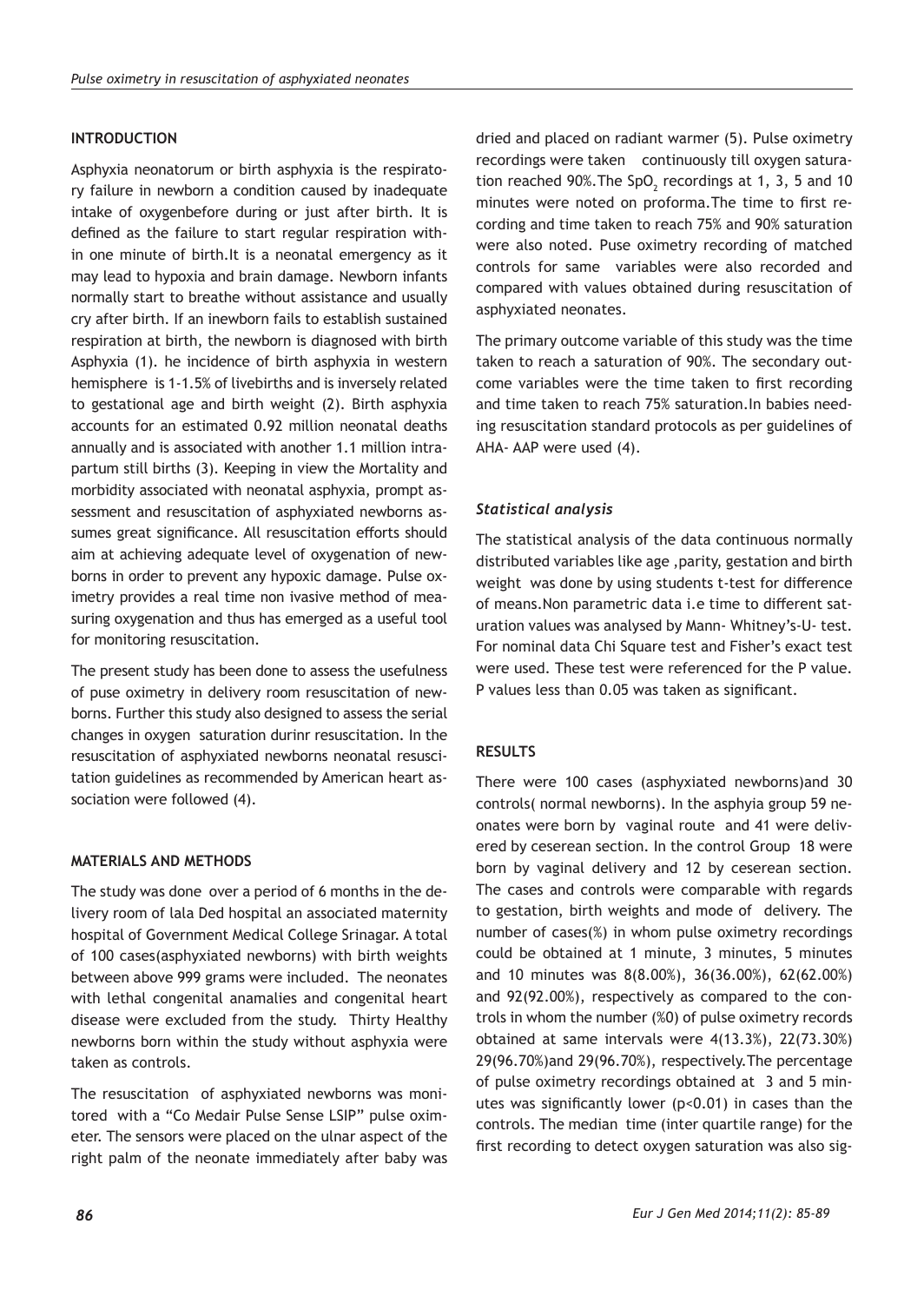## INTRODUCTION

Asphyxia neonatorum or birth asphyxia is the respiratory failure in newborn a condition caused by inadequate intake of oxygenbefore during or just after birth. It is defined as the failure to start regular respiration within one minute of birth.It is a neonatal emergency as it may lead to hypoxia and brain damage. Newborn infants normally start to breathe without assistance and usually cry after birth. If an inewborn fails to establish sustained respiration at birth, the newborn is diagnosed with birth Asphyxia (1). he incidence of birth asphyxia in western hemisphere is 1-1.5% of livebirths and is inversely related to gestational age and birth weight (2). Birth asphyxia accounts for an estimated 0.92 million neonatal deaths annually and is associated with another 1.1 million intrapartum still births (3). Keeping in view the Mortality and morbidity associated with neonatal asphyxia, prompt assessment and resuscitation of asphyxiated newborns assumes great significance. All resuscitation efforts should aim at achieving adequate level of oxygenation of newborns in order to prevent any hypoxic damage. Pulse oximetry provides a real time non ivasive method of measuring oxygenation and thus has emerged as a useful tool for monitoring resuscitation.

The present study has been done to assess the usefulness of puse oximetry in delivery room resuscitation of newborns. Further this study also designed to assess the serial changes in oxygen saturation durinr resuscitation. In the resuscitation of asphyxiated newborns neonatal resuscitation guidelines as recommended by American heart association were followed (4).

## MATERIALS AND METHODS

The study was done over a period of 6 months in the delivery room of lala Ded hospital an associated maternity hospital of Government Medical College Srinagar. A total of 100 cases(asphyxiated newborns) with birth weights between above 999 grams were included. The neonates with lethal congenital anamalies and congenital heart disease were excluded from the study. Thirty Healthy newborns born within the study without asphyxia were taken as controls.

The resuscitation of asphyxiated newborns was monitored with a "Co Medair Pulse Sense LSIP" pulse oximeter. The sensors were placed on the ulnar aspect of the right palm of the neonate immediately after baby was dried and placed on radiant warmer (5). Pulse oximetry recordings were taken continuously till oxygen saturation reached 90%.The $SpO_2$ recordings at 1, 3, 5 and 10 minutes were noted on proforma.The time to first recording and time taken to reach 75% and 90% saturation were also noted. Puse oximetry recording of matched controls for same variables were also recorded and compared with values obtained during resuscitation of asphyxiated neonates.

The primary outcome variable of this study was the time taken to reach a saturation of 90%. The secondary outcome variables were the time taken to first recording and time taken to reach 75% saturation.In babies needing resuscitation standard protocols as per guidelines of AHA- AAP were used (4).

### *Statistical analysis*

The statistical analysis of the data continuous normally distributed variables like age ,parity, gestation and birth weight was done by using students t-test for difference of means.Non parametric data i.e time to different saturation values was analysed by Mann- Whitney's-U- test. For nominal data Chi Square test and Fisher's exact test were used. These test were referenced for the P value. P values less than 0.05 was taken as significant.

## RESULTS

There were 100 cases (asphyxiated newborns)and 30 controls( normal newborns). In the asphyia group 59 neonates were born by vaginal route and 41 were delivered by ceserean section. In the control Group 18 were born by vaginal delivery and 12 by ceserean section. The cases and controls were comparable with regards to gestation, birth weights and mode of delivery. The number of cases(%) in whom pulse oximetry recordings could be obtained at 1 minute, 3 minutes, 5 minutes and 10 minutes was 8(8.00%), 36(36.00%), 62(62.00%) and 92(92.00%), respectively as compared to the controls in whom the number (%0) of pulse oximetry records obtained at same intervals were 4(13.3%), 22(73.30%) 29(96.70%)and 29(96.70%), respectively.The percentage of pulse oximetry recordings obtained at 3 and 5 minutes was significantly lower ($p<0.01$) in cases than the controls. The median time (inter quartile range) for the first recording to detect oxygen saturation was also sig-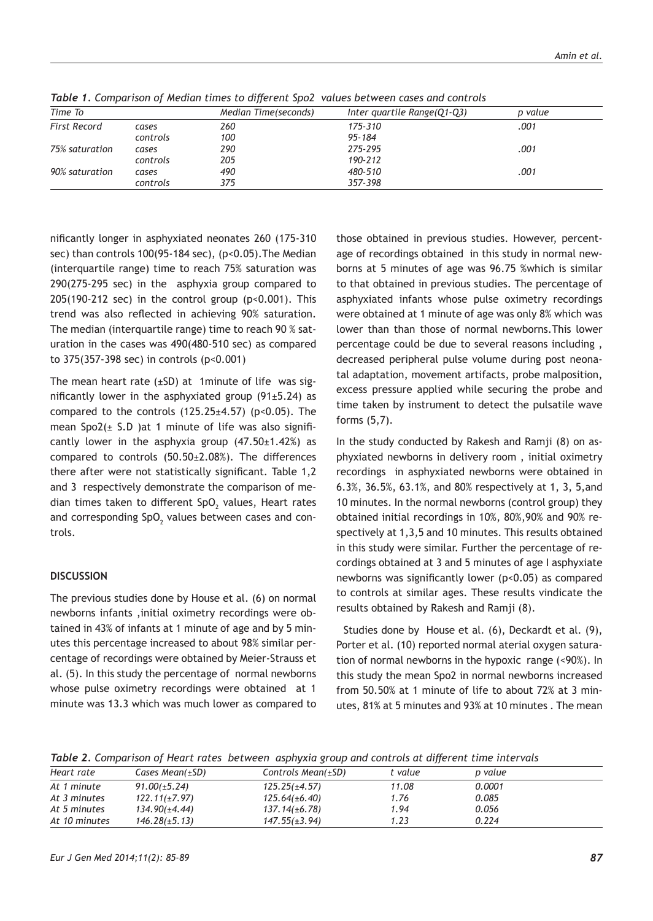*Table 1. Comparison of Median times to different Spo2 values between cases and controls*

| Time To | | Median Time(seconds) | Inter quartile Range(Q1-Q3) | p value |
|---|---|---|---|---|
| First Record | cases | 260 | 175-310 | .001 |
| | controls | 100 | 95-184 | |
| 75% saturation | cases | 290 | 275-295 | .001 |
| | controls | 205 | 190-212 | |
| 90% saturation | cases | 490 | 480-510 | .001 |
| | controls | 375 | 357-398 | |

nificantly longer in asphyxiated neonates 260 (175-310 sec) than controls 100(95-184 sec), ($p<0.05$).The Median (interquartile range) time to reach 75% saturation was 290(275-295 sec) in the asphyxia group compared to 205(190-212 sec) in the control group ($p<0.001$). This trend was also reflected in achieving 90% saturation. The median (interquartile range) time to reach 90 % saturation in the cases was 490(480-510 sec) as compared to 375(357-398 sec) in controls ($p<0.001$)

The mean heart rate (±SD) at 1minute of life was significantly lower in the asphyxiated group (91±5.24) as compared to the controls (125.25±4.57) ($p<0.05$). The mean Spo2(± S.D )at 1 minute of life was also significantly lower in the asphyxia group (47.50±1.42%) as compared to controls (50.50±2.08%). The differences there after were not statistically significant. Table 1,2 and 3 respectively demonstrate the comparison of median times taken to different $SpO_2$ values, Heart rates and corresponding $SpO_2$ values between cases and controls.

## DISCUSSION

The previous studies done by House et al. (6) on normal newborns infants ,initial oximetry recordings were obtained in 43% of infants at 1 minute of age and by 5 minutes this percentage increased to about 98% similar percentage of recordings were obtained by Meier-Strauss et al. (5). In this study the percentage of normal newborns whose pulse oximetry recordings were obtained at 1 minute was 13.3 which was much lower as compared to those obtained in previous studies. However, percentage of recordings obtained in this study in normal newborns at 5 minutes of age was 96.75 %which is similar to that obtained in previous studies. The percentage of asphyxiated infants whose pulse oximetry recordings were obtained at 1 minute of age was only 8% which was lower than than those of normal newborns.This lower percentage could be due to several reasons including , decreased peripheral pulse volume during post neonatal adaptation, movement artifacts, probe malposition, excess pressure applied while securing the probe and time taken by instrument to detect the pulsatile wave forms (5,7).

In the study conducted by Rakesh and Ramji (8) on asphyxiated newborns in delivery room , initial oximetry recordings in asphyxiated newborns were obtained in 6.3%, 36.5%, 63.1%, and 80% respectively at 1, 3, 5,and 10 minutes. In the normal newborns (control group) they obtained initial recordings in 10%, 80%,90% and 90% respectively at 1,3,5 and 10 minutes. This results obtained in this study were similar. Further the percentage of recordings obtained at 3 and 5 minutes of age I asphyxiate newborns was significantly lower ($p<0.05$) as compared to controls at similar ages. These results vindicate the results obtained by Rakesh and Ramji (8).

Studies done by House et al. (6), Deckardt et al. (9), Porter et al. (10) reported normal aterial oxygen saturation of normal newborns in the hypoxic range (<90%). In this study the mean Spo2 in normal newborns increased from 50.50% at 1 minute of life to about 72% at 3 minutes, 81% at 5 minutes and 93% at 10 minutes . The mean

*Table 2. Comparison of Heart rates between asphyxia group and controls at different time intervals*

| Heart rate | Cases Mean(±SD) | Controls Mean(±SD) | t value | p value |
|---|---|---|---|---|
| At 1 minute | 91.00(±5.24) | 125.25(±4.57) | 11.08 | 0.0001 |
| At 3 minutes | 122.11(±7.97) | 125.64(±6.40) | 1.76 | 0.085 |
| At 5 minutes | 134.90(±4.44) | 137.14(±6.78) | 1.94 | 0.056 |
| At 10 minutes | 146.28(±5.13) | 147.55(±3.94) | 1.23 | 0.224 |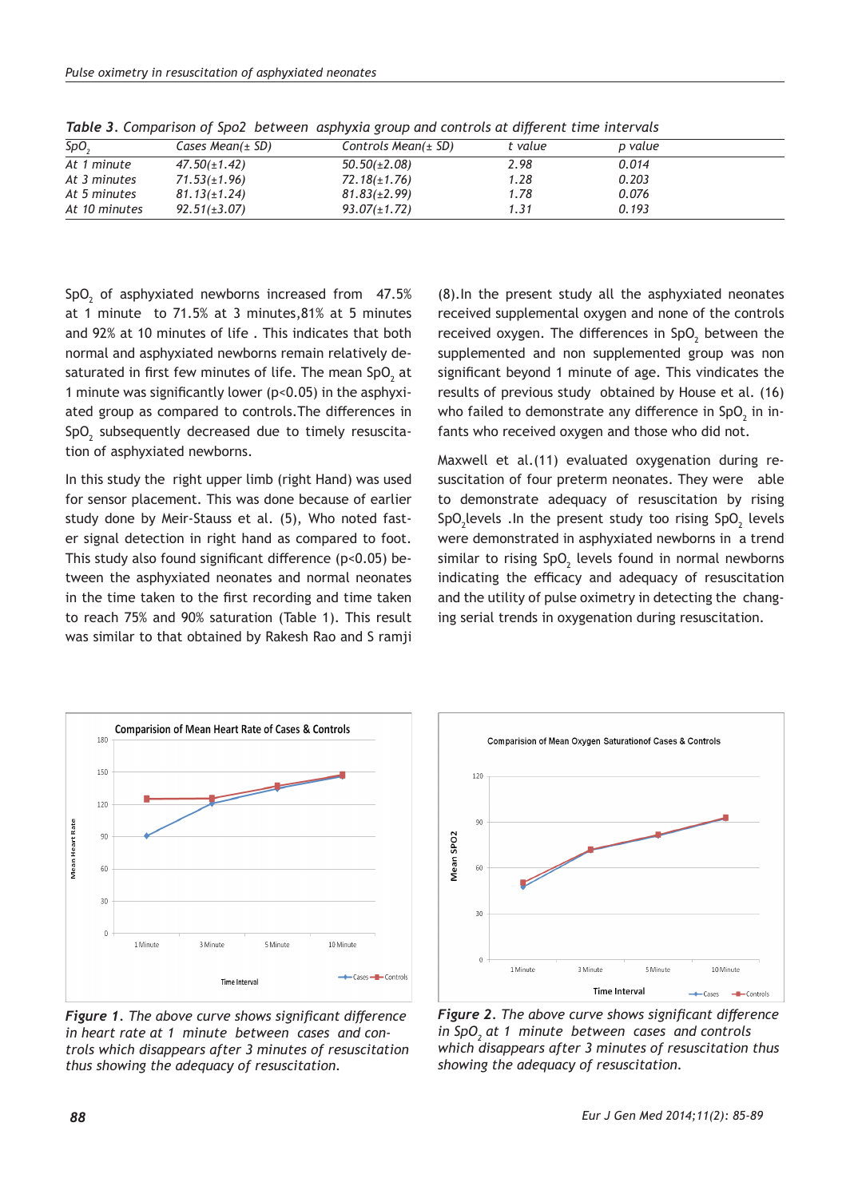*Table 3. Comparison of Spo2 between asphyxia group and controls at different time intervals*

| $SpO_2$ | Cases Mean(± SD) | Controls Mean(± SD) | t value | p value |
|---|---|---|---|---|
| At 1 minute | 47.50(±1.42) | 50.50(±2.08) | 2.98 | 0.014 |
| At 3 minutes | 71.53(±1.96) | 72.18(±1.76) | 1.28 | 0.203 |
| At 5 minutes | 81.13(±1.24) | 81.83(±2.99) | 1.78 | 0.076 |
| At 10 minutes | 92.51(±3.07) | 93.07(±1.72) | 1.31 | 0.193 |

$SpO_2$ of asphyxiated newborns increased from 47.5% at 1 minute to 71.5% at 3 minutes,81% at 5 minutes and 92% at 10 minutes of life . This indicates that both normal and asphyxiated newborns remain relatively desaturated in first few minutes of life. The mean $SpO_2$ at 1 minute was significantly lower ($p<0.05$) in the asphyxiated group as compared to controls.The differences in $SpO_2$ subsequently decreased due to timely resuscitation of asphyxiated newborns.

In this study the right upper limb (right Hand) was used for sensor placement. This was done because of earlier study done by Meir-Stauss et al. (5), Who noted faster signal detection in right hand as compared to foot. This study also found significant difference ($p<0.05$) between the asphyxiated neonates and normal neonates in the time taken to the first recording and time taken to reach 75% and 90% saturation (Table 1). This result was similar to that obtained by Rakesh Rao and S ramji (8).In the present study all the asphyxiated neonates received supplemental oxygen and none of the controls received oxygen. The differences in $SpO_2$ between the supplemented and non supplemented group was non significant beyond 1 minute of age. This vindicates the results of previous study obtained by House et al. (16) who failed to demonstrate any difference in $SpO_2$ in infants who received oxygen and those who did not.

Maxwell et al.(11) evaluated oxygenation during resuscitation of four preterm neonates. They were able to demonstrate adequacy of resuscitation by rising $SpO_2$levels .In the present study too rising $SpO_2$ levels were demonstrated in asphyxiated newborns in a trend similar to rising $SpO_2$ levels found in normal newborns indicating the efficacy and adequacy of resuscitation and the utility of pulse oximetry in detecting the changing serial trends in oxygenation during resuscitation.

*Figure 1. The above curve shows significant difference in heart rate at 1 minute between cases and controls which disappears after 3 minutes of resuscitation thus showing the adequacy of resuscitation.*

*Figure 2. The above curve shows significant difference in $SpO_2$ at 1 minute between cases and controls which disappears after 3 minutes of resuscitation thus showing the adequacy of resuscitation.*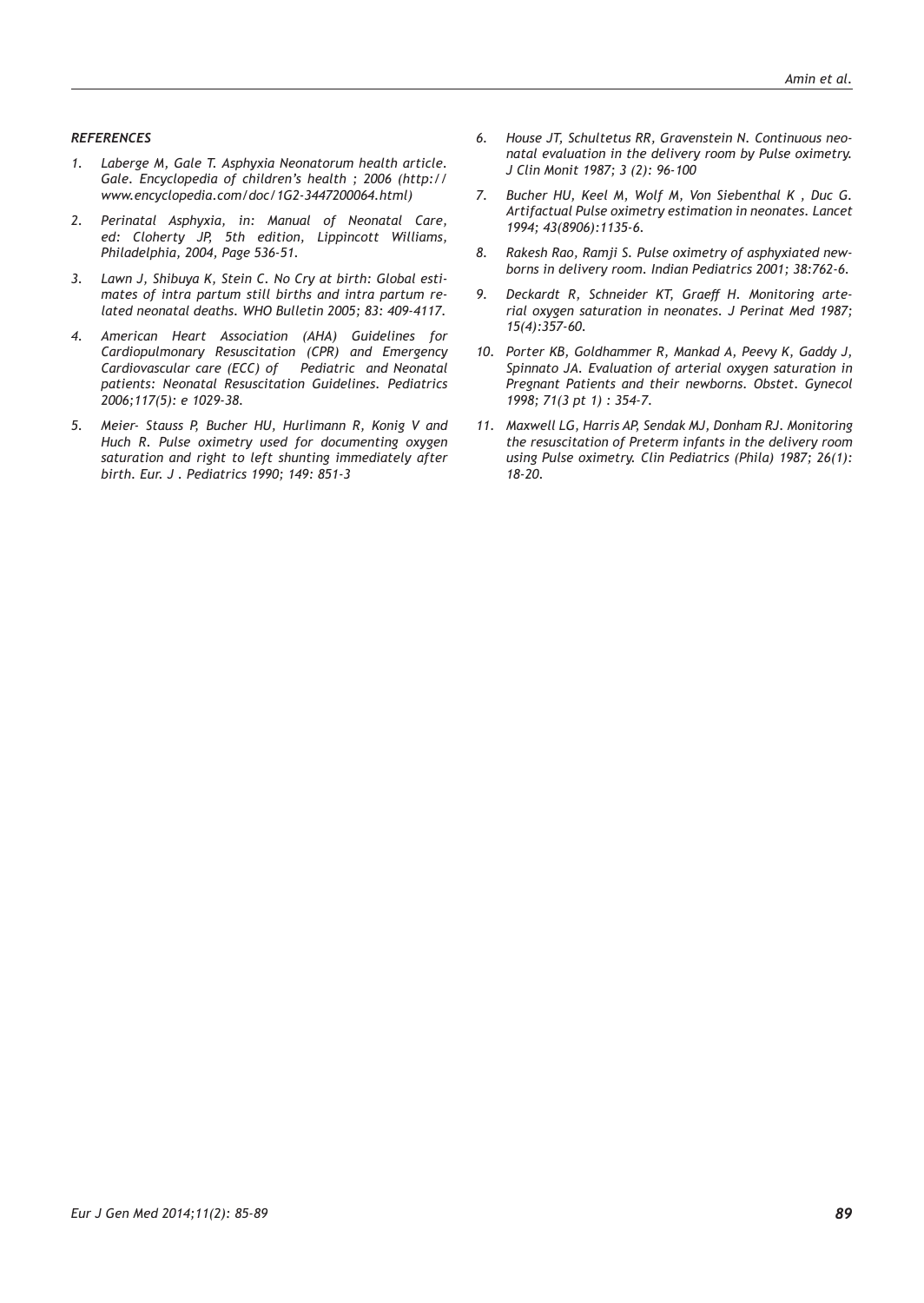### *REFERENCES*

1. *Laberge M, Gale T. Asphyxia Neonatorum health article. Gale. Encyclopedia of children's health ; 2006 (http://www.encyclopedia.com/doc/1G2-3447200064.html)*

2. *Perinatal Asphyxia, in: Manual of Neonatal Care, ed: Cloherty JP, 5th edition, Lippincott Williams, Philadelphia, 2004, Page 536-51.*

3. *Lawn J, Shibuya K, Stein C. No Cry at birth: Global estimates of intra partum still births and intra partum related neonatal deaths. WHO Bulletin 2005; 83: 409-4117.*

4. *American Heart Association (AHA) Guidelines for Cardiopulmonary Resuscitation (CPR) and Emergency Cardiovascular care (ECC) of Pediatric and Neonatal patients: Neonatal Resuscitation Guidelines. Pediatrics 2006;117(5): e 1029-38.*

5. *Meier- Stauss P, Bucher HU, Hurlimann R, Konig V and Huch R. Pulse oximetry used for documenting oxygen saturation and right to left shunting immediately after birth. Eur. J . Pediatrics 1990; 149: 851-3*

6. *House JT, Schultetus RR, Gravenstein N. Continuous neonatal evaluation in the delivery room by Pulse oximetry. J Clin Monit 1987; 3 (2): 96-100*

7. *Bucher HU, Keel M, Wolf M, Von Siebenthal K , Duc G. Artifactual Pulse oximetry estimation in neonates. Lancet 1994; 43(8906):1135-6.*

8. *Rakesh Rao, Ramji S. Pulse oximetry of asphyxiated newborns in delivery room. Indian Pediatrics 2001; 38:762-6.*

9. *Deckardt R, Schneider KT, Graeff H. Monitoring arterial oxygen saturation in neonates. J Perinat Med 1987; 15(4):357-60.*

10. *Porter KB, Goldhammer R, Mankad A, Peevy K, Gaddy J, Spinnato JA. Evaluation of arterial oxygen saturation in Pregnant Patients and their newborns. Obstet. Gynecol 1998; 71(3 pt 1) : 354-7.*

11. *Maxwell LG, Harris AP, Sendak MJ, Donham RJ. Monitoring the resuscitation of Preterm infants in the delivery room using Pulse oximetry. Clin Pediatrics (Phila) 1987; 26(1): 18-20.*